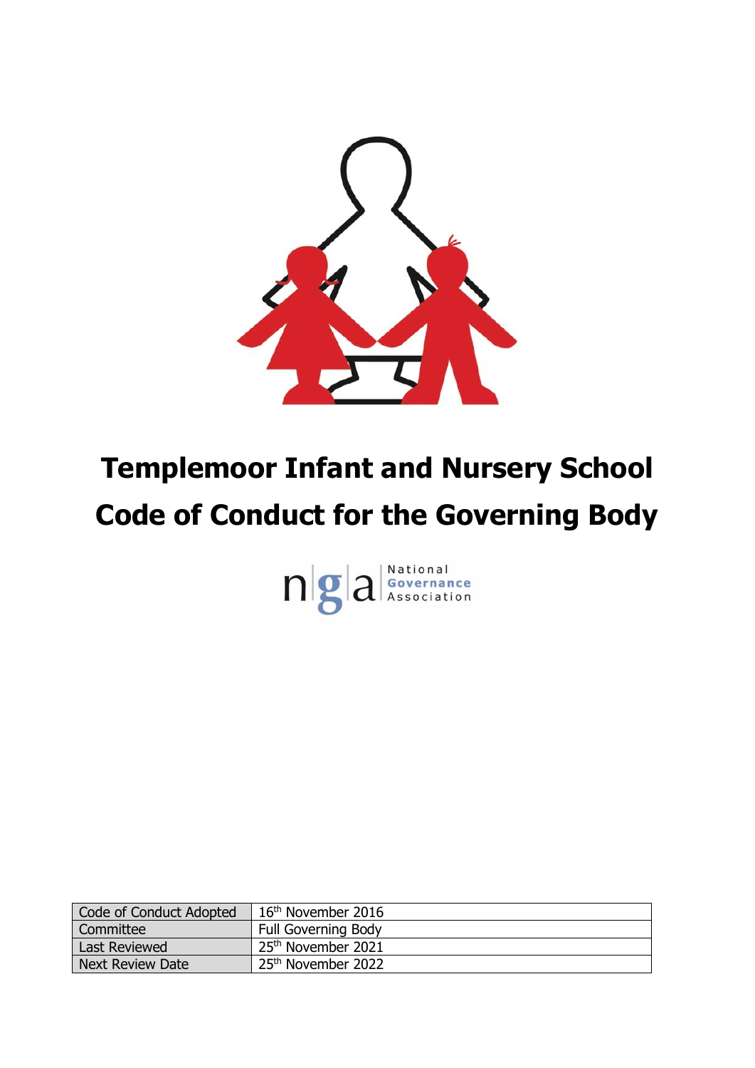# Templemoor Infant and Nursery School

# Code of Conduct for the Governing Body

National Governance Association

| Code of Conduct Adopted | 16th November 2016 |
|---|---|
| Committee | Full Governing Body |
| Last Reviewed | 25th November 2021 |
| Next Review Date | 25th November 2022 |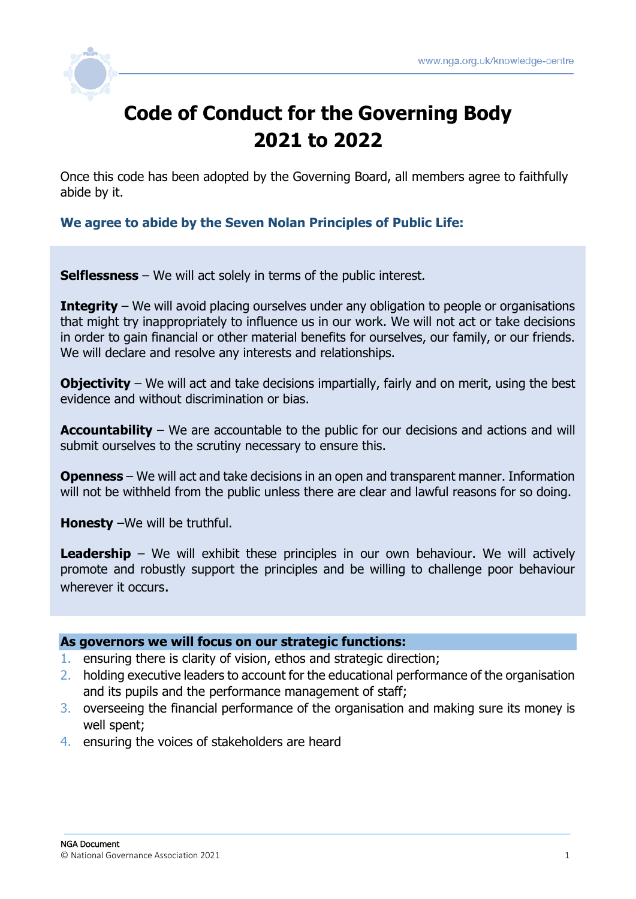# Code of Conduct for the Governing Body 2021 to 2022

Once this code has been adopted by the Governing Board, all members agree to faithfully abide by it.

### We agree to abide by the Seven Nolan Principles of Public Life:

**Selflessness** – We will act solely in terms of the public interest.

**Integrity** – We will avoid placing ourselves under any obligation to people or organisations that might try inappropriately to influence us in our work. We will not act or take decisions in order to gain financial or other material benefits for ourselves, our family, or our friends. We will declare and resolve any interests and relationships.

**Objectivity** – We will act and take decisions impartially, fairly and on merit, using the best evidence and without discrimination or bias.

**Accountability** – We are accountable to the public for our decisions and actions and will submit ourselves to the scrutiny necessary to ensure this.

**Openness** – We will act and take decisions in an open and transparent manner. Information will not be withheld from the public unless there are clear and lawful reasons for so doing.

**Honesty** –We will be truthful.

**Leadership** – We will exhibit these principles in our own behaviour. We will actively promote and robustly support the principles and be willing to challenge poor behaviour wherever it occurs.

**As governors we will focus on our strategic functions:**

1. ensuring there is clarity of vision, ethos and strategic direction;
2. holding executive leaders to account for the educational performance of the organisation and its pupils and the performance management of staff;
3. overseeing the financial performance of the organisation and making sure its money is well spent;
4. ensuring the voices of stakeholders are heard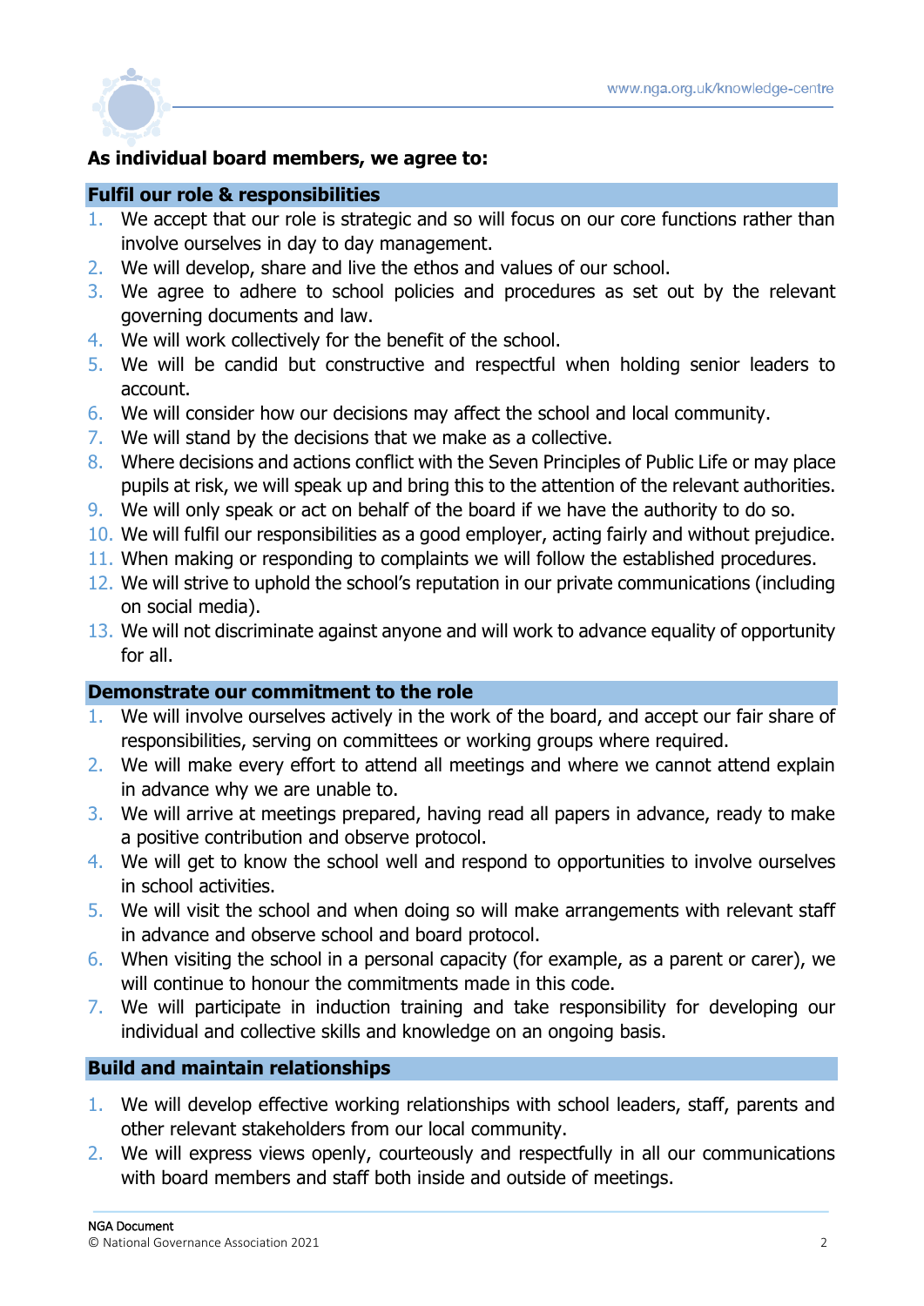**As individual board members, we agree to:**

## Fulfil our role & responsibilities

1. We accept that our role is strategic and so will focus on our core functions rather than involve ourselves in day to day management.
2. We will develop, share and live the ethos and values of our school.
3. We agree to adhere to school policies and procedures as set out by the relevant governing documents and law.
4. We will work collectively for the benefit of the school.
5. We will be candid but constructive and respectful when holding senior leaders to account.
6. We will consider how our decisions may affect the school and local community.
7. We will stand by the decisions that we make as a collective.
8. Where decisions and actions conflict with the Seven Principles of Public Life or may place pupils at risk, we will speak up and bring this to the attention of the relevant authorities.
9. We will only speak or act on behalf of the board if we have the authority to do so.
10. We will fulfil our responsibilities as a good employer, acting fairly and without prejudice.
11. When making or responding to complaints we will follow the established procedures.
12. We will strive to uphold the school's reputation in our private communications (including on social media).
13. We will not discriminate against anyone and will work to advance equality of opportunity for all.

## Demonstrate our commitment to the role

1. We will involve ourselves actively in the work of the board, and accept our fair share of responsibilities, serving on committees or working groups where required.
2. We will make every effort to attend all meetings and where we cannot attend explain in advance why we are unable to.
3. We will arrive at meetings prepared, having read all papers in advance, ready to make a positive contribution and observe protocol.
4. We will get to know the school well and respond to opportunities to involve ourselves in school activities.
5. We will visit the school and when doing so will make arrangements with relevant staff in advance and observe school and board protocol.
6. When visiting the school in a personal capacity (for example, as a parent or carer), we will continue to honour the commitments made in this code.
7. We will participate in induction training and take responsibility for developing our individual and collective skills and knowledge on an ongoing basis.

## Build and maintain relationships

1. We will develop effective working relationships with school leaders, staff, parents and other relevant stakeholders from our local community.
2. We will express views openly, courteously and respectfully in all our communications with board members and staff both inside and outside of meetings.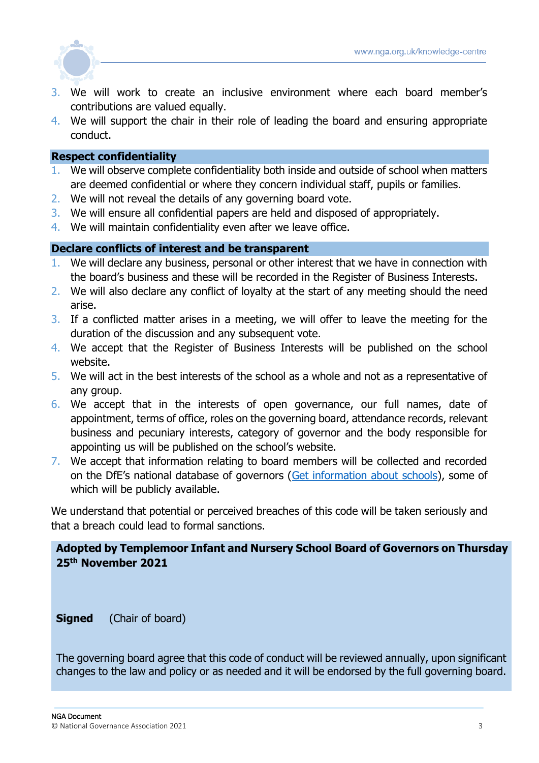3. We will work to create an inclusive environment where each board member's contributions are valued equally.
4. We will support the chair in their role of leading the board and ensuring appropriate conduct.

### Respect confidentiality

1. We will observe complete confidentiality both inside and outside of school when matters are deemed confidential or where they concern individual staff, pupils or families.
2. We will not reveal the details of any governing board vote.
3. We will ensure all confidential papers are held and disposed of appropriately.
4. We will maintain confidentiality even after we leave office.

### Declare conflicts of interest and be transparent

1. We will declare any business, personal or other interest that we have in connection with the board's business and these will be recorded in the Register of Business Interests.
2. We will also declare any conflict of loyalty at the start of any meeting should the need arise.
3. If a conflicted matter arises in a meeting, we will offer to leave the meeting for the duration of the discussion and any subsequent vote.
4. We accept that the Register of Business Interests will be published on the school website.
5. We will act in the best interests of the school as a whole and not as a representative of any group.
6. We accept that in the interests of open governance, our full names, date of appointment, terms of office, roles on the governing board, attendance records, relevant business and pecuniary interests, category of governor and the body responsible for appointing us will be published on the school's website.
7. We accept that information relating to board members will be collected and recorded on the DfE's national database of governors (Get information about schools), some of which will be publicly available.

We understand that potential or perceived breaches of this code will be taken seriously and that a breach could lead to formal sanctions.

**Adopted by Templemoor Infant and Nursery School Board of Governors on Thursday 25th November 2021**

**Signed** (Chair of board)

The governing board agree that this code of conduct will be reviewed annually, upon significant changes to the law and policy or as needed and it will be endorsed by the full governing board.